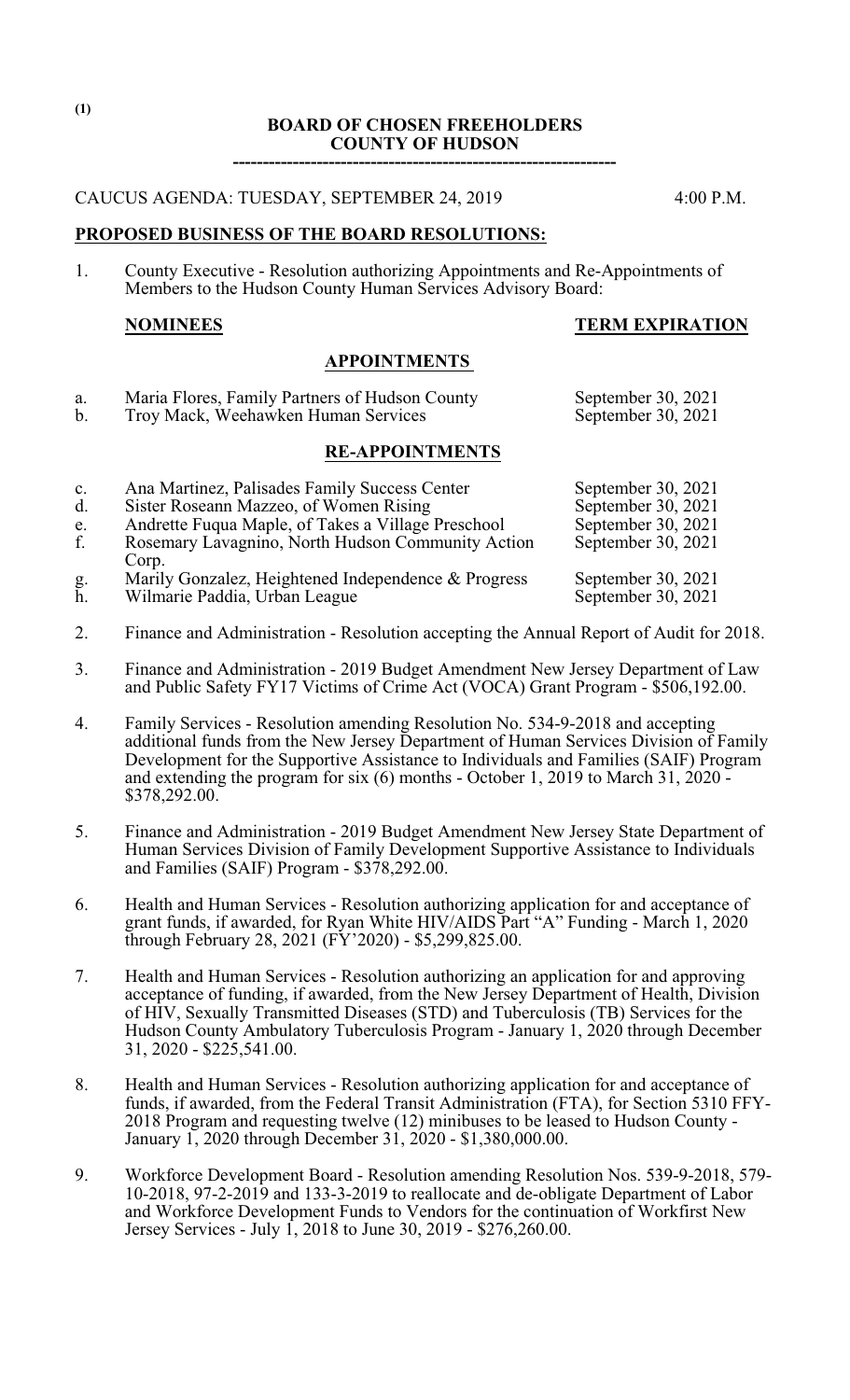(1)

**BOARD OF CHOSEN FREEHOLDERS**
**COUNTY OF HUDSON**

---

CAUCUS AGENDA: TUESDAY, SEPTEMBER 24, 2019 4:00 P.M.

**PROPOSED BUSINESS OF THE BOARD RESOLUTIONS:**

1. County Executive - Resolution authorizing Appointments and Re-Appointments of Members to the Hudson County Human Services Advisory Board:

| | **NOMINEES** | **TERM EXPIRATION** |
|---|---|---|
| | **APPOINTMENTS** | |
| a. | Maria Flores, Family Partners of Hudson County | September 30, 2021 |
| b. | Troy Mack, Weehawken Human Services | September 30, 2021 |
| | **RE-APPOINTMENTS** | |
| c. | Ana Martinez, Palisades Family Success Center | September 30, 2021 |
| d. | Sister Roseann Mazzeo, of Women Rising | September 30, 2021 |
| e. | Andrette Fuqua Maple, of Takes a Village Preschool | September 30, 2021 |
| f. | Rosemary Lavagnino, North Hudson Community Action Corp. | September 30, 2021 |
| g. | Marily Gonzalez, Heightened Independence & Progress | September 30, 2021 |
| h. | Wilmarie Paddia, Urban League | September 30, 2021 |

2. Finance and Administration - Resolution accepting the Annual Report of Audit for 2018.

3. Finance and Administration - 2019 Budget Amendment New Jersey Department of Law and Public Safety FY17 Victims of Crime Act (VOCA) Grant Program - $506,192.00.

4. Family Services - Resolution amending Resolution No. 534-9-2018 and accepting additional funds from the New Jersey Department of Human Services Division of Family Development for the Supportive Assistance to Individuals and Families (SAIF) Program and extending the program for six (6) months - October 1, 2019 to March 31, 2020 - $378,292.00.

5. Finance and Administration - 2019 Budget Amendment New Jersey State Department of Human Services Division of Family Development Supportive Assistance to Individuals and Families (SAIF) Program - $378,292.00.

6. Health and Human Services - Resolution authorizing application for and acceptance of grant funds, if awarded, for Ryan White HIV/AIDS Part "A" Funding - March 1, 2020 through February 28, 2021 (FY'2020) - $5,299,825.00.

7. Health and Human Services - Resolution authorizing an application for and approving acceptance of funding, if awarded, from the New Jersey Department of Health, Division of HIV, Sexually Transmitted Diseases (STD) and Tuberculosis (TB) Services for the Hudson County Ambulatory Tuberculosis Program - January 1, 2020 through December 31, 2020 - $225,541.00.

8. Health and Human Services - Resolution authorizing application for and acceptance of funds, if awarded, from the Federal Transit Administration (FTA), for Section 5310 FFY-2018 Program and requesting twelve (12) minibuses to be leased to Hudson County - January 1, 2020 through December 31, 2020 - $1,380,000.00.

9. Workforce Development Board - Resolution amending Resolution Nos. 539-9-2018, 579-10-2018, 97-2-2019 and 133-3-2019 to reallocate and de-obligate Department of Labor and Workforce Development Funds to Vendors for the continuation of Workfirst New Jersey Services - July 1, 2018 to June 30, 2019 - $276,260.00.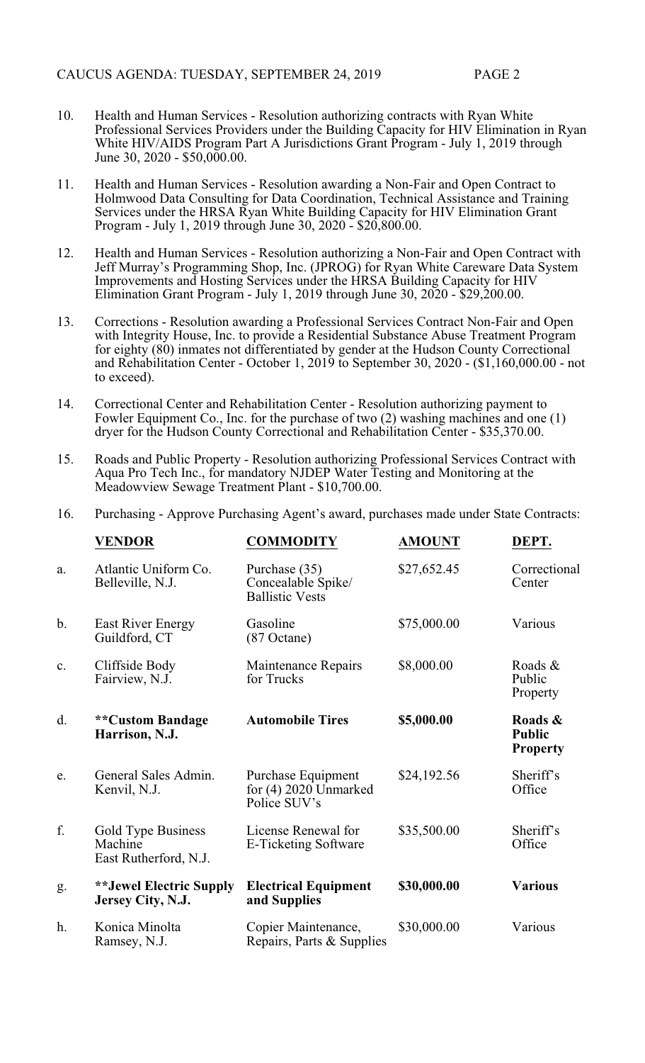10. Health and Human Services - Resolution authorizing contracts with Ryan White Professional Services Providers under the Building Capacity for HIV Elimination in Ryan White HIV/AIDS Program Part A Jurisdictions Grant Program - July 1, 2019 through June 30, 2020 - $50,000.00.

11. Health and Human Services - Resolution awarding a Non-Fair and Open Contract to Holmwood Data Consulting for Data Coordination, Technical Assistance and Training Services under the HRSA Ryan White Building Capacity for HIV Elimination Grant Program - July 1, 2019 through June 30, 2020 - $20,800.00.

12. Health and Human Services - Resolution authorizing a Non-Fair and Open Contract with Jeff Murray's Programming Shop, Inc. (JPROG) for Ryan White Careware Data System Improvements and Hosting Services under the HRSA Building Capacity for HIV Elimination Grant Program - July 1, 2019 through June 30, 2020 - $29,200.00.

13. Corrections - Resolution awarding a Professional Services Contract Non-Fair and Open with Integrity House, Inc. to provide a Residential Substance Abuse Treatment Program for eighty (80) inmates not differentiated by gender at the Hudson County Correctional and Rehabilitation Center - October 1, 2019 to September 30, 2020 - ($1,160,000.00 - not to exceed).

14. Correctional Center and Rehabilitation Center - Resolution authorizing payment to Fowler Equipment Co., Inc. for the purchase of two (2) washing machines and one (1) dryer for the Hudson County Correctional and Rehabilitation Center - $35,370.00.

15. Roads and Public Property - Resolution authorizing Professional Services Contract with Aqua Pro Tech Inc., for mandatory NJDEP Water Testing and Monitoring at the Meadowview Sewage Treatment Plant - $10,700.00.

16. Purchasing - Approve Purchasing Agent's award, purchases made under State Contracts:

| | VENDOR | COMMODITY | AMOUNT | DEPT. |
|---|---|---|---|---|
| a. | Atlantic Uniform Co. Belleville, N.J. | Purchase (35) Concealable Spike/ Ballistic Vests | $27,652.45 | Correctional Center |
| b. | East River Energy Guildford, CT | Gasoline (87 Octane) | $75,000.00 | Various |
| c. | Cliffside Body Fairview, N.J. | Maintenance Repairs for Trucks | $8,000.00 | Roads & Public Property |
| d. | **\*\*Custom Bandage Harrison, N.J.** | **Automobile Tires** | **$5,000.00** | **Roads & Public Property** |
| e. | General Sales Admin. Kenvil, N.J. | Purchase Equipment for (4) 2020 Unmarked Police SUV's | $24,192.56 | Sheriff's Office |
| f. | Gold Type Business Machine East Rutherford, N.J. | License Renewal for E-Ticketing Software | $35,500.00 | Sheriff's Office |
| g. | **\*\*Jewel Electric Supply Jersey City, N.J.** | **Electrical Equipment and Supplies** | **$30,000.00** | **Various** |
| h. | Konica Minolta Ramsey, N.J. | Copier Maintenance, Repairs, Parts & Supplies | $30,000.00 | Various |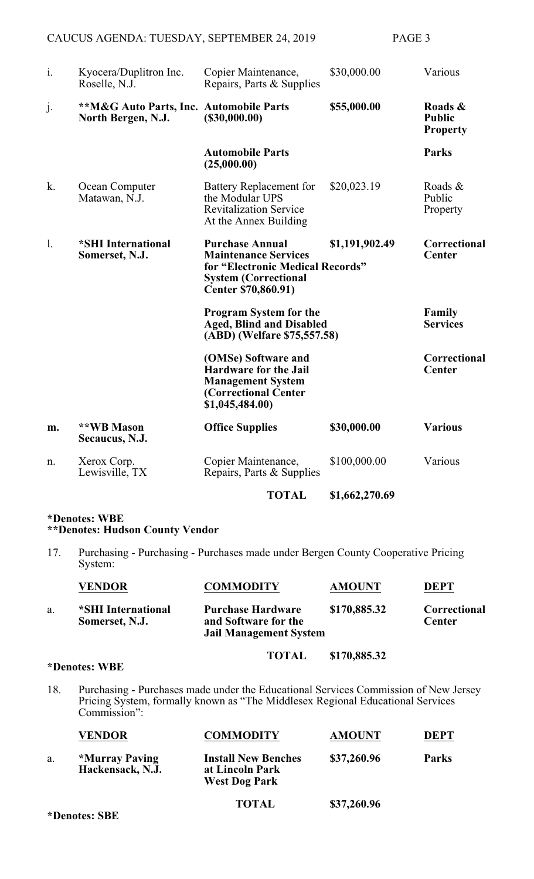| | | | | |
|---|---|---|---|---|
| i. | Kyocera/Duplitron Inc. Roselle, N.J. | Copier Maintenance, Repairs, Parts & Supplies | $30,000.00 | Various |
| j. | **\*\*M&G Auto Parts, Inc. North Bergen, N.J.** | **Automobile Parts ($30,000.00)** | **$55,000.00** | **Roads & Public Property** |
| | | **Automobile Parts (25,000.00)** | | **Parks** |
| k. | Ocean Computer Matawan, N.J. | Battery Replacement for the Modular UPS Revitalization Service At the Annex Building | $20,023.19 | Roads & Public Property |
| l. | **\*SHI International Somerset, N.J.** | **Purchase Annual Maintenance Services for "Electronic Medical Records" System (Correctional Center $70,860.91)** | **$1,191,902.49** | **Correctional Center** |
| | | **Program System for the Aged, Blind and Disabled (ABD) (Welfare $75,557.58)** | | **Family Services** |
| | | **(OMSe) Software and Hardware for the Jail Management System (Correctional Center $1,045,484.00)** | | **Correctional Center** |
| **m.** | **\*\*WB Mason Secaucus, N.J.** | **Office Supplies** | **$30,000.00** | **Various** |
| n. | Xerox Corp. Lewisville, TX | Copier Maintenance, Repairs, Parts & Supplies | $100,000.00 | Various |
| | | **TOTAL** | **$1,662,270.69** | |

**\*Denotes: WBE**
**\*\*Denotes: Hudson County Vendor**

17. Purchasing - Purchasing - Purchases made under Bergen County Cooperative Pricing System:

| | VENDOR | COMMODITY | AMOUNT | DEPT |
|---|---|---|---|---|
| a. | **\*SHI International Somerset, N.J.** | **Purchase Hardware and Software for the Jail Management System** | **$170,885.32** | **Correctional Center** |
| | | **TOTAL** | **$170,885.32** | |

**\*Denotes: WBE**

18. Purchasing - Purchases made under the Educational Services Commission of New Jersey Pricing System, formally known as "The Middlesex Regional Educational Services Commission":

| | VENDOR | COMMODITY | AMOUNT | DEPT |
|---|---|---|---|---|
| a. | **\*Murray Paving Hackensack, N.J.** | **Install New Benches at Lincoln Park West Dog Park** | **$37,260.96** | **Parks** |
| | | **TOTAL** | **$37,260.96** | |

**\*Denotes: SBE**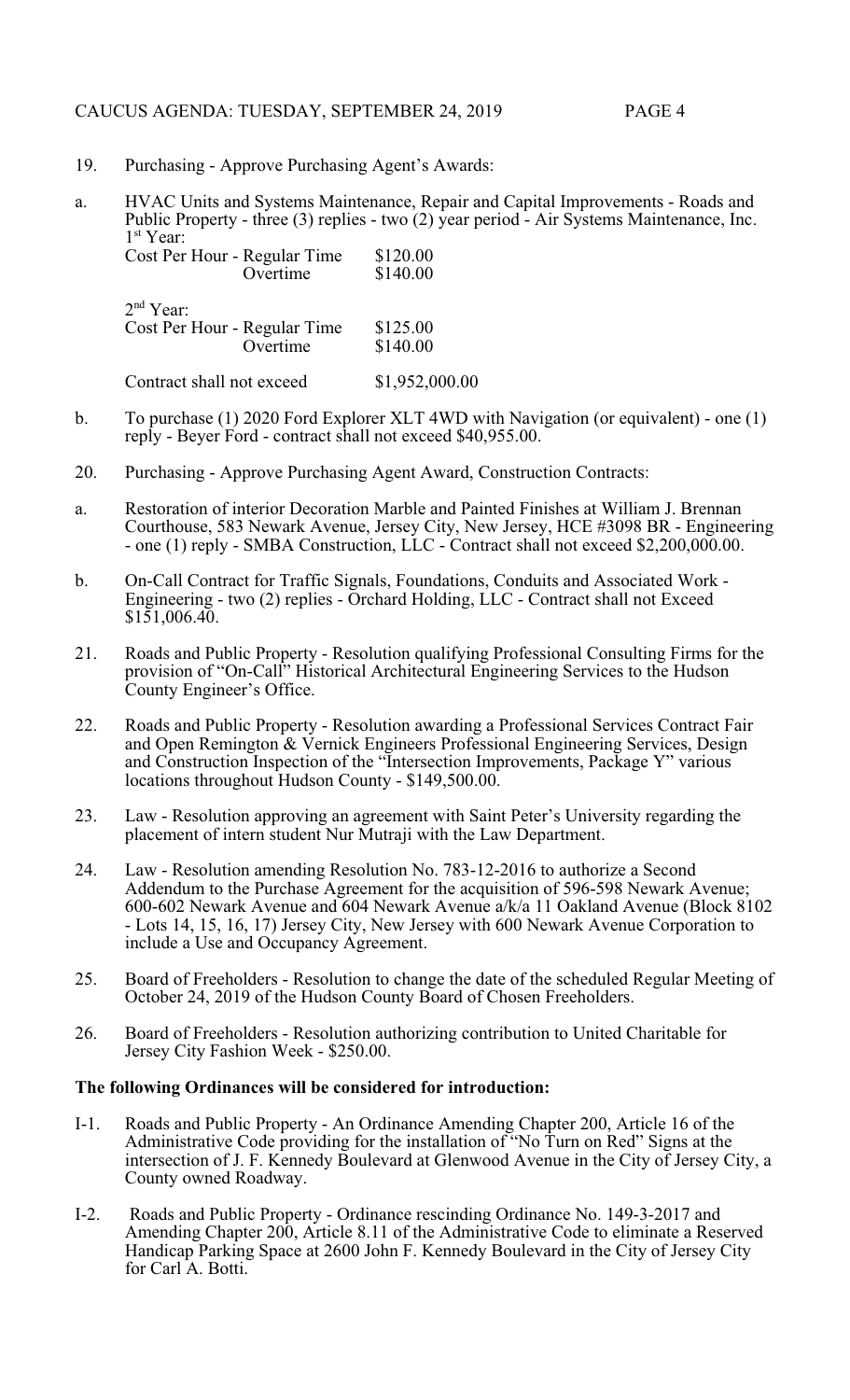19. Purchasing - Approve Purchasing Agent's Awards:

a. HVAC Units and Systems Maintenance, Repair and Capital Improvements - Roads and Public Property - three (3) replies - two (2) year period - Air Systems Maintenance, Inc.

1st Year:

| | |
|---|---|
| Cost Per Hour - Regular Time | \$120.00 |
| Overtime | \$140.00 |

2nd Year:

| | |
|---|---|
| Cost Per Hour - Regular Time | \$125.00 |
| Overtime | \$140.00 |

| | |
|---|---|
| Contract shall not exceed | \$1,952,000.00 |

b. To purchase (1) 2020 Ford Explorer XLT 4WD with Navigation (or equivalent) - one (1) reply - Beyer Ford - contract shall not exceed \$40,955.00.

20. Purchasing - Approve Purchasing Agent Award, Construction Contracts:

a. Restoration of interior Decoration Marble and Painted Finishes at William J. Brennan Courthouse, 583 Newark Avenue, Jersey City, New Jersey, HCE #3098 BR - Engineering - one (1) reply - SMBA Construction, LLC - Contract shall not exceed \$2,200,000.00.

b. On-Call Contract for Traffic Signals, Foundations, Conduits and Associated Work - Engineering - two (2) replies - Orchard Holding, LLC - Contract shall not Exceed \$151,006.40.

21. Roads and Public Property - Resolution qualifying Professional Consulting Firms for the provision of "On-Call" Historical Architectural Engineering Services to the Hudson County Engineer's Office.

22. Roads and Public Property - Resolution awarding a Professional Services Contract Fair and Open Remington & Vernick Engineers Professional Engineering Services, Design and Construction Inspection of the "Intersection Improvements, Package Y" various locations throughout Hudson County - \$149,500.00.

23. Law - Resolution approving an agreement with Saint Peter's University regarding the placement of intern student Nur Mutraji with the Law Department.

24. Law - Resolution amending Resolution No. 783-12-2016 to authorize a Second Addendum to the Purchase Agreement for the acquisition of 596-598 Newark Avenue; 600-602 Newark Avenue and 604 Newark Avenue a/k/a 11 Oakland Avenue (Block 8102 - Lots 14, 15, 16, 17) Jersey City, New Jersey with 600 Newark Avenue Corporation to include a Use and Occupancy Agreement.

25. Board of Freeholders - Resolution to change the date of the scheduled Regular Meeting of October 24, 2019 of the Hudson County Board of Chosen Freeholders.

26. Board of Freeholders - Resolution authorizing contribution to United Charitable for Jersey City Fashion Week - \$250.00.

**The following Ordinances will be considered for introduction:**

I-1. Roads and Public Property - An Ordinance Amending Chapter 200, Article 16 of the Administrative Code providing for the installation of "No Turn on Red" Signs at the intersection of J. F. Kennedy Boulevard at Glenwood Avenue in the City of Jersey City, a County owned Roadway.

I-2. Roads and Public Property - Ordinance rescinding Ordinance No. 149-3-2017 and Amending Chapter 200, Article 8.11 of the Administrative Code to eliminate a Reserved Handicap Parking Space at 2600 John F. Kennedy Boulevard in the City of Jersey City for Carl A. Botti.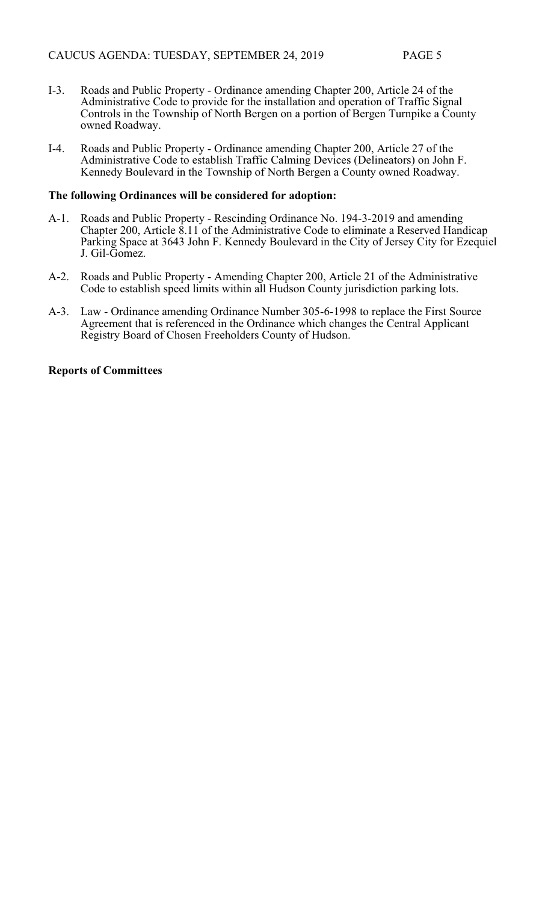I-3. Roads and Public Property - Ordinance amending Chapter 200, Article 24 of the Administrative Code to provide for the installation and operation of Traffic Signal Controls in the Township of North Bergen on a portion of Bergen Turnpike a County owned Roadway.

I-4. Roads and Public Property - Ordinance amending Chapter 200, Article 27 of the Administrative Code to establish Traffic Calming Devices (Delineators) on John F. Kennedy Boulevard in the Township of North Bergen a County owned Roadway.

**The following Ordinances will be considered for adoption:**

A-1. Roads and Public Property - Rescinding Ordinance No. 194-3-2019 and amending Chapter 200, Article 8.11 of the Administrative Code to eliminate a Reserved Handicap Parking Space at 3643 John F. Kennedy Boulevard in the City of Jersey City for Ezequiel J. Gil-Gomez.

A-2. Roads and Public Property - Amending Chapter 200, Article 21 of the Administrative Code to establish speed limits within all Hudson County jurisdiction parking lots.

A-3. Law - Ordinance amending Ordinance Number 305-6-1998 to replace the First Source Agreement that is referenced in the Ordinance which changes the Central Applicant Registry Board of Chosen Freeholders County of Hudson.

**Reports of Committees**